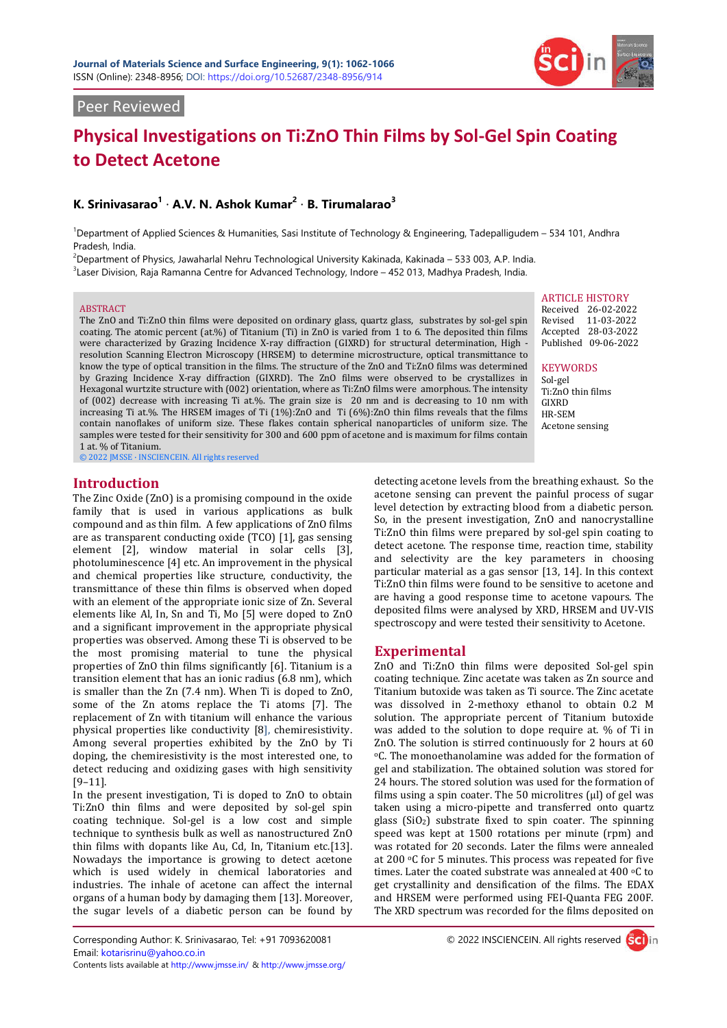Peer Reviewed

# Physical Investigations on Ti:ZnO Thin Films by Sol-Gel Spin Coating to Detect Acetone

**K. Srinivasarao[1] · A.V. N. Ashok Kumar[2] · B. Tirumalarao[3]**

[1]Department of Applied Sciences & Humanities, Sasi Institute of Technology & Engineering, Tadepalligudem – 534 101, Andhra Pradesh, India.
[2]Department of Physics, Jawaharlal Nehru Technological University Kakinada, Kakinada – 533 003, A.P. India.
[3]Laser Division, Raja Ramanna Centre for Advanced Technology, Indore – 452 013, Madhya Pradesh, India.

## ABSTRACT

The ZnO and Ti:ZnO thin films were deposited on ordinary glass, quartz glass, substrates by sol-gel spin coating. The atomic percent (at.%) of Titanium (Ti) in ZnO is varied from 1 to 6. The deposited thin films were characterized by Grazing Incidence X-ray diffraction (GIXRD) for structural determination, High - resolution Scanning Electron Microscopy (HRSEM) to determine microstructure, optical transmittance to know the type of optical transition in the films. The structure of the ZnO and Ti:ZnO films was determined by Grazing Incidence X-ray diffraction (GIXRD). The ZnO films were observed to be crystallizes in Hexagonal wurtzite structure with (002) orientation, where as Ti:ZnO films were amorphous. The intensity of (002) decrease with increasing Ti at.%. The grain size is 20 nm and is decreasing to 10 nm with increasing Ti at.%. The HRSEM images of Ti (1%):ZnO and Ti (6%):ZnO thin films reveals that the films contain nanoflakes of uniform size. These flakes contain spherical nanoparticles of uniform size. The samples were tested for their sensitivity for 300 and 600 ppm of acetone and is maximum for films contain 1 at. % of Titanium.

© 2022 JMSSE · INSCIENCEIN. All rights reserved

**ARTICLE HISTORY**
Received 26-02-2022
Revised 11-03-2022
Accepted 28-03-2022
Published 09-06-2022

**KEYWORDS**
Sol-gel
Ti:ZnO thin films
GIXRD
HR-SEM
Acetone sensing

## Introduction

The Zinc Oxide (ZnO) is a promising compound in the oxide family that is used in various applications as bulk compound and as thin film. A few applications of ZnO films are as transparent conducting oxide (TCO) [1], gas sensing element [2], window material in solar cells [3], photoluminescence [4] etc. An improvement in the physical and chemical properties like structure, conductivity, the transmittance of these thin films is observed when doped with an element of the appropriate ionic size of Zn. Several elements like Al, In, Sn and Ti, Mo [5] were doped to ZnO and a significant improvement in the appropriate physical properties was observed. Among these Ti is observed to be the most promising material to tune the physical properties of ZnO thin films significantly [6]. Titanium is a transition element that has an ionic radius (6.8 nm), which is smaller than the Zn (7.4 nm). When Ti is doped to ZnO, some of the Zn atoms replace the Ti atoms [7]. The replacement of Zn with titanium will enhance the various physical properties like conductivity [8], chemiresistivity. Among several properties exhibited by the ZnO by Ti doping, the chemiresistivity is the most interested one, to detect reducing and oxidizing gases with high sensitivity [9–11].

In the present investigation, Ti is doped to ZnO to obtain Ti:ZnO thin films and were deposited by sol-gel spin coating technique. Sol-gel is a low cost and simple technique to synthesis bulk as well as nanostructured ZnO thin films with dopants like Au, Cd, In, Titanium etc.[13]. Nowadays the importance is growing to detect acetone which is used widely in chemical laboratories and industries. The inhale of acetone can affect the internal organs of a human body by damaging them [13]. Moreover, the sugar levels of a diabetic person can be found by detecting acetone levels from the breathing exhaust. So the acetone sensing can prevent the painful process of sugar level detection by extracting blood from a diabetic person. So, in the present investigation, ZnO and nanocrystalline Ti:ZnO thin films were prepared by sol-gel spin coating to detect acetone. The response time, reaction time, stability and selectivity are the key parameters in choosing particular material as a gas sensor [13, 14]. In this context Ti:ZnO thin films were found to be sensitive to acetone and are having a good response time to acetone vapours. The deposited films were analysed by XRD, HRSEM and UV-VIS spectroscopy and were tested their sensitivity to Acetone.

## Experimental

ZnO and Ti:ZnO thin films were deposited Sol-gel spin coating technique. Zinc acetate was taken as Zn source and Titanium butoxide was taken as Ti source. The Zinc acetate was dissolved in 2-methoxy ethanol to obtain 0.2 M solution. The appropriate percent of Titanium butoxide was added to the solution to dope require at. % of Ti in ZnO. The solution is stirred continuously for 2 hours at 60 °C. The monoethanolamine was added for the formation of gel and stabilization. The obtained solution was stored for 24 hours. The stored solution was used for the formation of films using a spin coater. The 50 microlitres (µl) of gel was taken using a micro-pipette and transferred onto quartz glass ($SiO_2$) substrate fixed to spin coater. The spinning speed was kept at 1500 rotations per minute (rpm) and was rotated for 20 seconds. Later the films were annealed at 200 °C for 5 minutes. This process was repeated for five times. Later the coated substrate was annealed at 400 °C to get crystallinity and densification of the films. The EDAX and HRSEM were performed using FEI-Quanta FEG 200F. The XRD spectrum was recorded for the films deposited on

Corresponding Author: K. Srinivasarao, Tel: +91 7093620081
Email: kotarisrinu@yahoo.co.in
Contents lists available at http://www.jmsse.in/ & http://www.jmsse.org/

© 2022 INSCIENCEIN. All rights reserved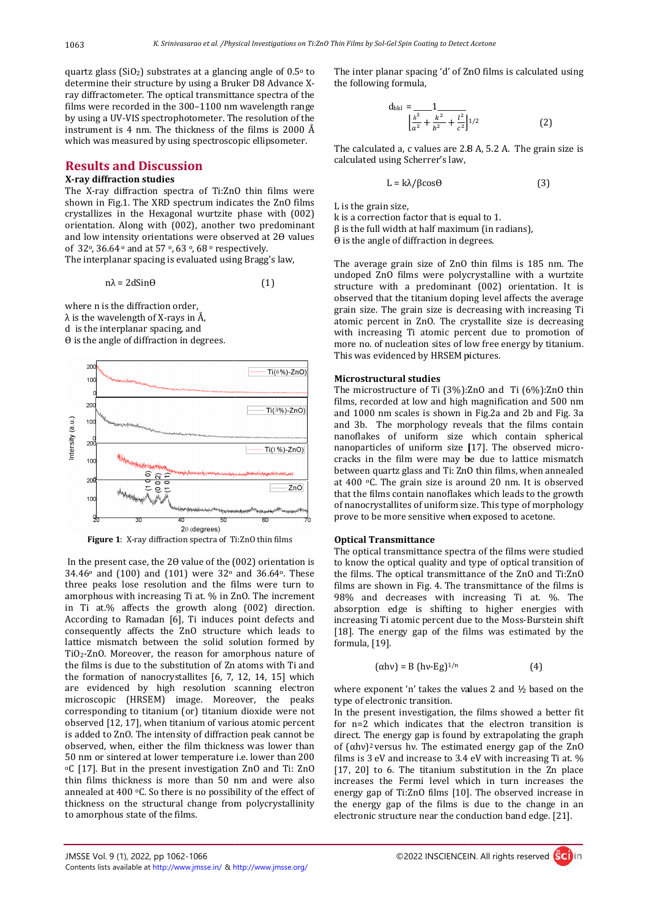quartz glass ($SiO_2$) substrates at a glancing angle of 0.5° to determine their structure by using a Bruker D8 Advance X-ray diffractometer. The optical transmittance spectra of the films were recorded in the 300–1100 nm wavelength range by using a UV-VIS spectrophotometer. The resolution of the instrument is 4 nm. The thickness of the films is 2000 Å which was measured by using spectroscopic ellipsometer.

## Results and Discussion

### X-ray diffraction studies

The X-ray diffraction spectra of Ti:ZnO thin films were shown in Fig.1. The XRD spectrum indicates the ZnO films crystallizes in the Hexagonal wurtzite phase with (002) orientation. Along with (002), another two predominant and low intensity orientations were observed at 2Θ values of 32°, 36.64° and at 57°, 63°, 68° respectively.

The interplanar spacing is evaluated using Bragg's law,

$$n\lambda = 2d\sin\Theta \qquad (1)$$

where n is the diffraction order,
λ is the wavelength of X-rays in Å,
d is the interplanar spacing, and
Θ is the angle of diffraction in degrees.

**Figure 1**: X-ray diffraction spectra of Ti:ZnO thin films

In the present case, the 2Θ value of the (002) orientation is 34.46° and (100) and (101) were 32° and 36.64°. These three peaks lose resolution and the films were turn to amorphous with increasing Ti at. % in ZnO. The increment in Ti at.% affects the growth along (002) direction. According to Ramadan [6], Ti induces point defects and consequently affects the ZnO structure which leads to lattice mismatch between the solid solution formed by $TiO_2$-ZnO. Moreover, the reason for amorphous nature of the films is due to the substitution of Zn atoms with Ti and the formation of nanocrystallites [6, 7, 12, 14, 15] which are evidenced by high resolution scanning electron microscopic (HRSEM) image. Moreover, the peaks corresponding to titanium (or) titanium dioxide were not observed [12, 17], when titanium of various atomic percent is added to ZnO. The intensity of diffraction peak cannot be observed, when, either the film thickness was lower than 50 nm or sintered at lower temperature i.e. lower than 200 °C [17]. But in the present investigation ZnO and Ti: ZnO thin films thickness is more than 50 nm and were also annealed at 400 °C. So there is no possibility of the effect of thickness on the structural change from polycrystallinity to amorphous state of the films.

The inter planar spacing 'd' of ZnO films is calculated using the following formula,

$$d_{hkl} = \frac{1}{\left[\frac{h^2}{a^2}+\frac{k^2}{b^2}+\frac{l^2}{c^2}\right]^{1/2}} \qquad (2)$$

The calculated a, c values are 2.8 A, 5.2 A. The grain size is calculated using Scherrer's law,

$$L = k\lambda/\beta\cos\Theta \qquad (3)$$

L is the grain size,
k is a correction factor that is equal to 1.
β is the full width at half maximum (in radians),
Θ is the angle of diffraction in degrees.

The average grain size of ZnO thin films is 185 nm. The undoped ZnO films were polycrystalline with a wurtzite structure with a predominant (002) orientation. It is observed that the titanium doping level affects the average grain size. The grain size is decreasing with increasing Ti atomic percent in ZnO. The crystallite size is decreasing with increasing Ti atomic percent due to promotion of more no. of nucleation sites of low free energy by titanium. This was evidenced by HRSEM pictures.

### Microstructural studies

The microstructure of Ti (3%):ZnO and Ti (6%):ZnO thin films, recorded at low and high magnification and 500 nm and 1000 nm scales is shown in Fig.2a and 2b and Fig. 3a and 3b. The morphology reveals that the films contain nanoflakes of uniform size which contain spherical nanoparticles of uniform size [17]. The observed micro-cracks in the film were may be due to lattice mismatch between quartz glass and Ti: ZnO thin films, when annealed at 400 °C. The grain size is around 20 nm. It is observed that the films contain nanoflakes which leads to the growth of nanocrystallites of uniform size. This type of morphology prove to be more sensitive when exposed to acetone.

### Optical Transmittance

The optical transmittance spectra of the films were studied to know the optical quality and type of optical transition of the films. The optical transmittance of the ZnO and Ti:ZnO films are shown in Fig. 4. The transmittance of the films is 98% and decreases with increasing Ti at. %. The absorption edge is shifting to higher energies with increasing Ti atomic percent due to the Moss-Burstein shift [18]. The energy gap of the films was estimated by the formula, [19].

$$(\alpha h\nu) = B\,(h\nu\text{-}E_g)^{1/n} \qquad (4)$$

where exponent 'n' takes the values 2 and ½ based on the type of electronic transition.

In the present investigation, the films showed a better fit for n=2 which indicates that the electron transition is direct. The energy gap is found by extrapolating the graph of $(\alpha h\nu)^2$ versus hν. The estimated energy gap of the ZnO films is 3 eV and increase to 3.4 eV with increasing Ti at. % [17, 20] to 6. The titanium substitution in the Zn place increases the Fermi level which in turn increases the energy gap of Ti:ZnO films [10]. The observed increase in the energy gap of the films is due to the change in an electronic structure near the conduction band edge. [21].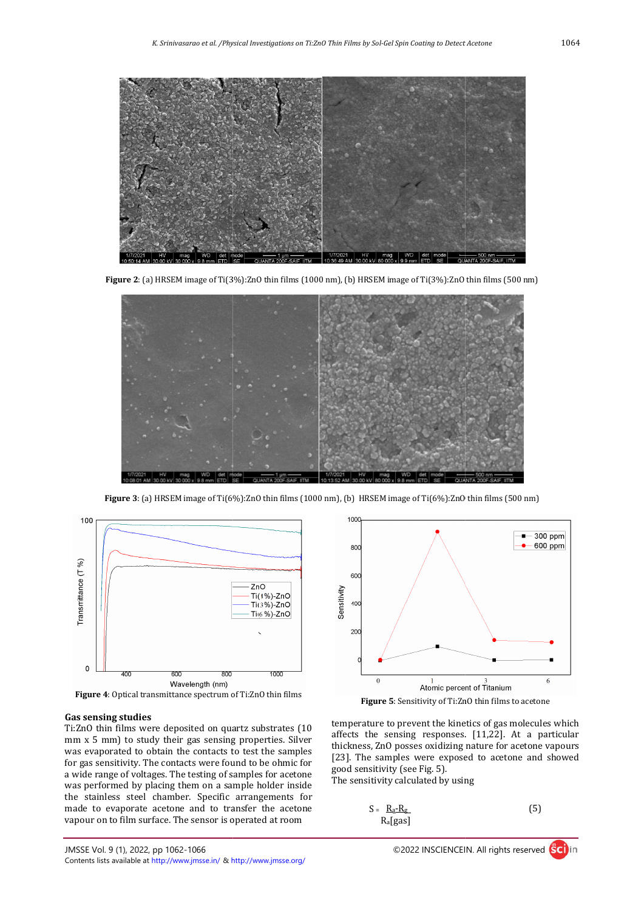Figure 2: (a) HRSEM image of Ti(3%):ZnO thin films (1000 nm), (b) HRSEM image of Ti(3%):ZnO thin films (500 nm)

Figure 3: (a) HRSEM image of Ti(6%):ZnO thin films (1000 nm), (b) HRSEM image of Ti(6%):ZnO thin films (500 nm)

Figure 4: Optical transmittance spectrum of Ti:ZnO thin films

Figure 5: Sensitivity of Ti:ZnO thin films to acetone

## Gas sensing studies

Ti:ZnO thin films were deposited on quartz substrates (10 mm x 5 mm) to study their gas sensing properties. Silver was evaporated to obtain the contacts to test the samples for gas sensitivity. The contacts were found to be ohmic for a wide range of voltages. The testing of samples for acetone was performed by placing them on a sample holder inside the stainless steel chamber. Specific arrangements for made to evaporate acetone and to transfer the acetone vapour on to film surface. The sensor is operated at room temperature to prevent the kinetics of gas molecules which affects the sensing responses. [11,22]. At a particular thickness, ZnO posses oxidizing nature for acetone vapours [23]. The samples were exposed to acetone and showed good sensitivity (see Fig. 5).

The sensitivity calculated by using

$$S = \frac{R_a - R_g}{R_a[\text{gas}]} \qquad (5)$$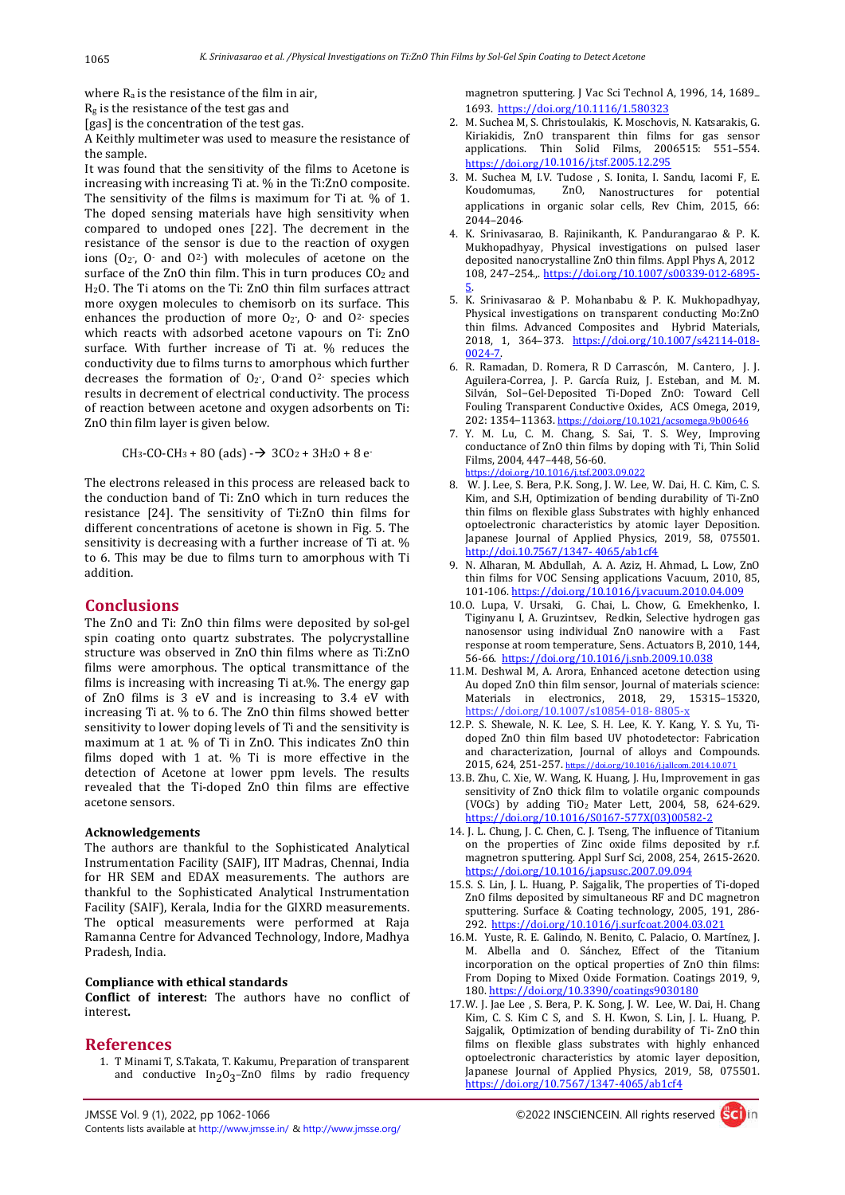where $R_a$ is the resistance of the film in air,
$R_g$ is the resistance of the test gas and
[gas] is the concentration of the test gas.
A Keithly multimeter was used to measure the resistance of the sample.
It was found that the sensitivity of the films to Acetone is increasing with increasing Ti at. % in the Ti:ZnO composite. The sensitivity of the films is maximum for Ti at. % of 1. The doped sensing materials have high sensitivity when compared to undoped ones [22]. The decrement in the resistance of the sensor is due to the reaction of oxygen ions ($O_2^-$, $O^-$ and $O^{2-}$) with molecules of acetone on the surface of the ZnO thin film. This in turn produces $CO_2$ and $H_2O$. The Ti atoms on the Ti: ZnO thin film surfaces attract more oxygen molecules to chemisorb on its surface. This enhances the production of more $O_2^-$, $O^-$ and $O^{2-}$ species which reacts with adsorbed acetone vapours on Ti: ZnO surface. With further increase of Ti at. % reduces the conductivity due to films turns to amorphous which further decreases the formation of $O_2^-$, $O^-$ and $O^{2-}$ species which results in decrement of electrical conductivity. The process of reaction between acetone and oxygen adsorbents on Ti: ZnO thin film layer is given below.

$$CH_3\text{-}CO\text{-}CH_3 + 8O\ (ads) \rightarrow 3CO_2 + 3H_2O + 8\ e^-$$

The electrons released in this process are released back to the conduction band of Ti: ZnO which in turn reduces the resistance [24]. The sensitivity of Ti:ZnO thin films for different concentrations of acetone is shown in Fig. 5. The sensitivity is decreasing with a further increase of Ti at. % to 6. This may be due to films turn to amorphous with Ti addition.

## Conclusions

The ZnO and Ti: ZnO thin films were deposited by sol-gel spin coating onto quartz substrates. The polycrystalline structure was observed in ZnO thin films where as Ti:ZnO films were amorphous. The optical transmittance of the films is increasing with increasing Ti at.%. The energy gap of ZnO films is 3 eV and is increasing to 3.4 eV with increasing Ti at. % to 6. The ZnO thin films showed better sensitivity to lower doping levels of Ti and the sensitivity is maximum at 1 at. % of Ti in ZnO. This indicates ZnO thin films doped with 1 at. % Ti is more effective in the detection of Acetone at lower ppm levels. The results revealed that the Ti-doped ZnO thin films are effective acetone sensors.

### Acknowledgements

The authors are thankful to the Sophisticated Analytical Instrumentation Facility (SAIF), IIT Madras, Chennai, India for HR SEM and EDAX measurements. The authors are thankful to the Sophisticated Analytical Instrumentation Facility (SAIF), Kerala, India for the GIXRD measurements. The optical measurements were performed at Raja Ramanna Centre for Advanced Technology, Indore, Madhya Pradesh, India.

### Compliance with ethical standards

**Conflict of interest:** The authors have no conflict of interest**.**

## References

1. T Minami T, S.Takata, T. Kakumu, Preparation of transparent and conductive $In_2O_3$–ZnO films by radio frequency magnetron sputtering. J Vac Sci Technol A, 1996, 14, 1689–1693. https://doi.org/10.1116/1.580323
2. M. Suchea M, S. Christoulakis, K. Moschovis, N. Katsarakis, G. Kiriakidis, ZnO transparent thin films for gas sensor applications. Thin Solid Films, 2006515: 551–554. https://doi.org/10.1016/j.tsf.2005.12.295
3. M. Suchea M, I.V. Tudose , S. Ionita, I. Sandu, Iacomi F, E. Koudomumas, ZnO, Nanostructures for potential applications in organic solar cells, Rev Chim, 2015, 66: 2044–2046.
4. K. Srinivasarao, B. Rajinikanth, K. Pandurangarao & P. K. Mukhopadhyay, Physical investigations on pulsed laser deposited nanocrystalline ZnO thin films. Appl Phys A, 2012 108, 247–254.,. https://doi.org/10.1007/s00339-012-6895-5.
5. K. Srinivasarao & P. Mohanbabu & P. K. Mukhopadhyay, Physical investigations on transparent conducting Mo:ZnO thin films. Advanced Composites and Hybrid Materials, 2018, 1, 364–373. https://doi.org/10.1007/s42114-018-0024-7.
6. R. Ramadan, D. Romera, R D Carrascón, M. Cantero, J. J. Aguilera-Correa, J. P. García Ruiz, J. Esteban, and M. M. Silván, Sol–Gel-Deposited Ti-Doped ZnO: Toward Cell Fouling Transparent Conductive Oxides, ACS Omega, 2019, 202: 1354–11363. https://doi.org/10.1021/acsomega.9b00646
7. Y. M. Lu, C. M. Chang, S. Sai, T. S. Wey, Improving conductance of ZnO thin films by doping with Ti, Thin Solid Films, 2004, 447–448, 56-60. https://doi.org/10.1016/j.tsf.2003.09.022
8. W. J. Lee, S. Bera, P.K. Song, J. W. Lee, W. Dai, H. C. Kim, C. S. Kim, and S.H, Optimization of bending durability of Ti-ZnO thin films on flexible glass Substrates with highly enhanced optoelectronic characteristics by atomic layer Deposition. Japanese Journal of Applied Physics, 2019, 58, 075501. http://doi.10.7567/1347- 4065/ab1cf4
9. N. Alharan, M. Abdullah, A. A. Aziz, H. Ahmad, L. Low, ZnO thin films for VOC Sensing applications Vacuum, 2010, 85, 101-106. https://doi.org/10.1016/j.vacuum.2010.04.009
10. O. Lupa, V. Ursaki, G. Chai, L. Chow, G. Emekhenko, I. Tiginyanu I, A. Gruzintsev, Redkin, Selective hydrogen gas nanosensor using individual ZnO nanowire with a Fast response at room temperature, Sens. Actuators B, 2010, 144, 56-66. https://doi.org/10.1016/j.snb.2009.10.038
11. M. Deshwal M, A. Arora, Enhanced acetone detection using Au doped ZnO thin film sensor, Journal of materials science: Materials in electronics, 2018, 29, 15315–15320, https://doi.org/10.1007/s10854-018- 8805-x
12. P. S. Shewale, N. K. Lee, S. H. Lee, K. Y. Kang, Y. S. Yu, Ti-doped ZnO thin film based UV photodetector: Fabrication and characterization, Journal of alloys and Compounds. 2015, 624, 251-257. https://doi.org/10.1016/j.jallcom.2014.10.071
13. B. Zhu, C. Xie, W. Wang, K. Huang, J. Hu, Improvement in gas sensitivity of ZnO thick film to volatile organic compounds (VOCs) by adding $TiO_2$ Mater Lett, 2004, 58, 624-629. https://doi.org/10.1016/S0167-577X(03)00582-2
14. J. L. Chung, J. C. Chen, C. J. Tseng, The influence of Titanium on the properties of Zinc oxide films deposited by r.f. magnetron sputtering. Appl Surf Sci, 2008, 254, 2615-2620. https://doi.org/10.1016/j.apsusc.2007.09.094
15. S. S. Lin, J. L. Huang, P. Sajgalik, The properties of Ti-doped ZnO films deposited by simultaneous RF and DC magnetron sputtering. Surface & Coating technology, 2005, 191, 286-292. https://doi.org/10.1016/j.surfcoat.2004.03.021
16. M. Yuste, R. E. Galindo, N. Benito, C. Palacio, O. Martínez, J. M. Albella and O. Sánchez, Effect of the Titanium incorporation on the optical properties of ZnO thin films: From Doping to Mixed Oxide Formation. Coatings 2019, 9, 180. https://doi.org/10.3390/coatings9030180
17. W. J. Jae Lee , S. Bera, P. K. Song, J. W. Lee, W. Dai, H. Chang Kim, C. S. Kim C S, and S. H. Kwon, S. Lin, J. L. Huang, P. Sajgalik, Optimization of bending durability of Ti- ZnO thin films on flexible glass substrates with highly enhanced optoelectronic characteristics by atomic layer deposition, Japanese Journal of Applied Physics, 2019, 58, 075501. https://doi.org/10.7567/1347-4065/ab1cf4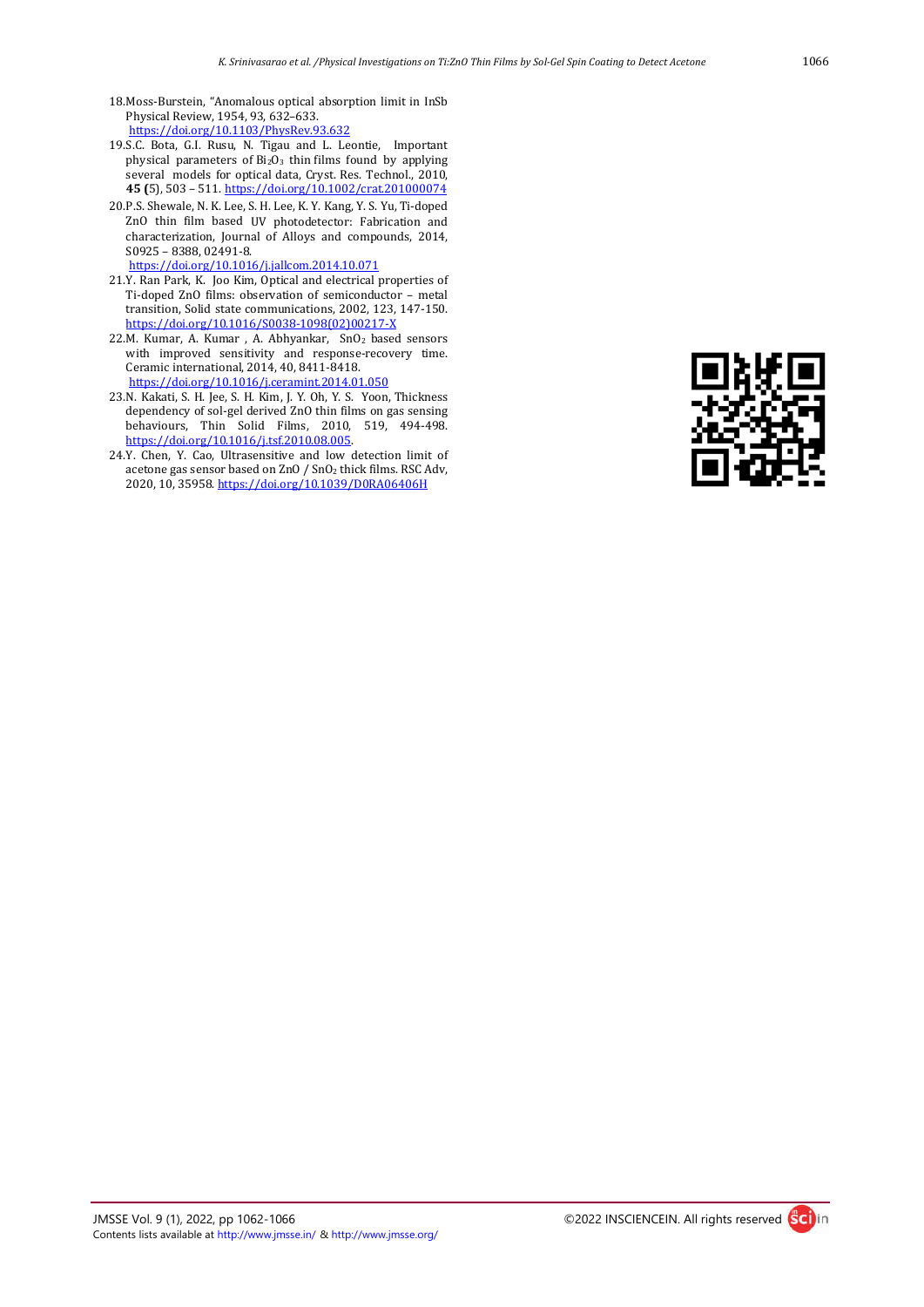18. Moss-Burstein, "Anomalous optical absorption limit in InSb Physical Review, 1954, 93, 632–633. https://doi.org/10.1103/PhysRev.93.632
19. S.C. Bota, G.I. Rusu, N. Tigau and L. Leontie, Important physical parameters of $Bi_2O_3$ thin films found by applying several models for optical data, Cryst. Res. Technol., 2010, **45 (**5), 503 – 511. https://doi.org/10.1002/crat.201000074
20. P.S. Shewale, N. K. Lee, S. H. Lee, K. Y. Kang, Y. S. Yu, Ti-doped ZnO thin film based UV photodetector: Fabrication and characterization, Journal of Alloys and compounds, 2014, S0925 – 8388, 02491-8. https://doi.org/10.1016/j.jallcom.2014.10.071
21. Y. Ran Park, K. Joo Kim, Optical and electrical properties of Ti-doped ZnO films: observation of semiconductor – metal transition, Solid state communications, 2002, 123, 147-150. https://doi.org/10.1016/S0038-1098(02)00217-X
22. M. Kumar, A. Kumar , A. Abhyankar, $SnO_2$ based sensors with improved sensitivity and response-recovery time. Ceramic international, 2014, 40, 8411-8418. https://doi.org/10.1016/j.ceramint.2014.01.050
23. N. Kakati, S. H. Jee, S. H. Kim, J. Y. Oh, Y. S. Yoon, Thickness dependency of sol-gel derived ZnO thin films on gas sensing behaviours, Thin Solid Films, 2010, 519, 494-498. https://doi.org/10.1016/j.tsf.2010.08.005.
24. Y. Chen, Y. Cao, Ultrasensitive and low detection limit of acetone gas sensor based on ZnO / $SnO_2$ thick films. RSC Adv, 2020, 10, 35958. https://doi.org/10.1039/D0RA06406H